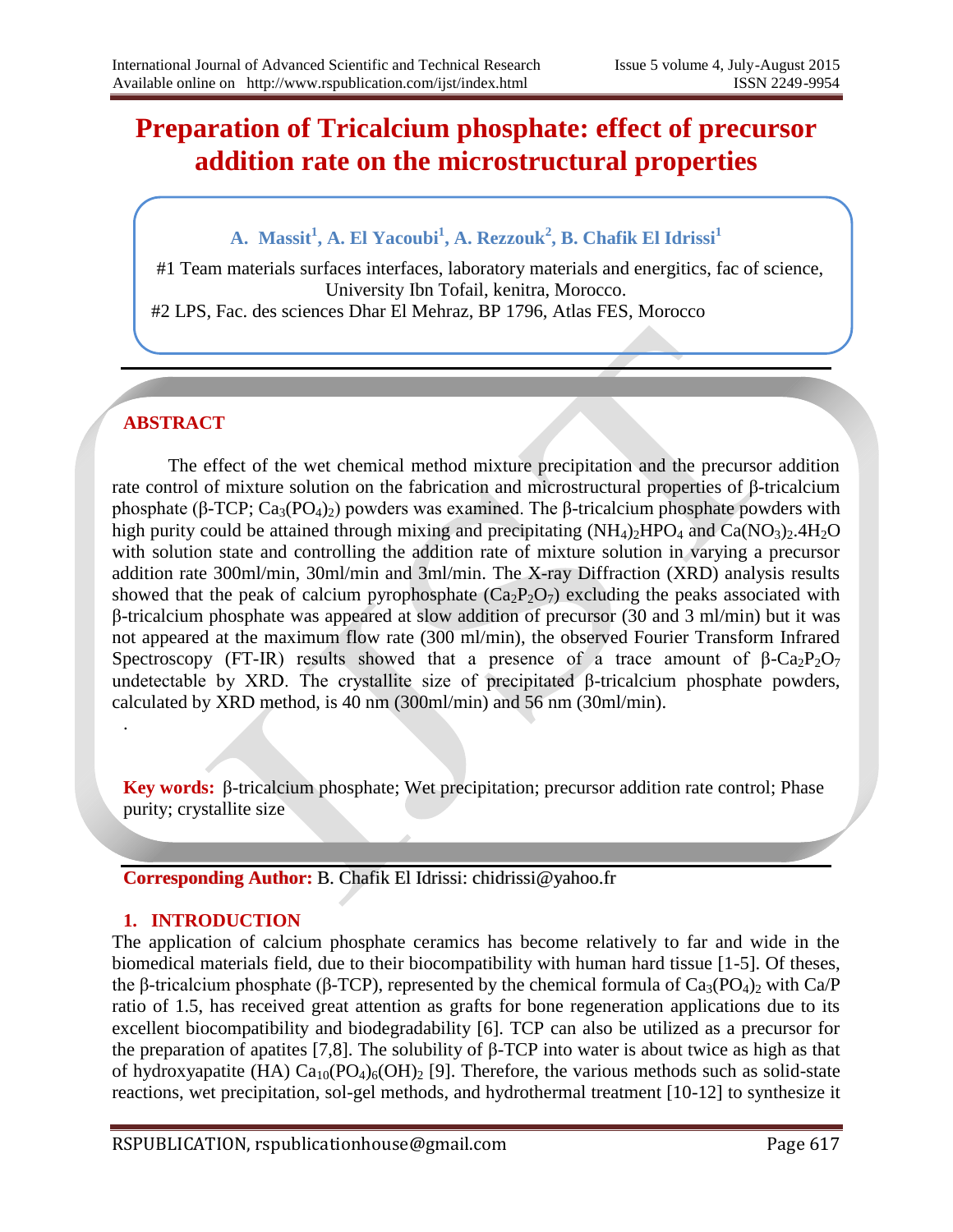# Preparation of Tricalcium phosphate: effect of precursor addition rate on the microstructural properties

**A. Massit[1], A. El Yacoubi[1], A. Rezzouk[2], B. Chafik El Idrissi[1]**

#1 Team materials surfaces interfaces, laboratory materials and energitics, fac of science, University Ibn Tofail, kenitra, Morocco.
#2 LPS, Fac. des sciences Dhar El Mehraz, BP 1796, Atlas FES, Morocco

## ABSTRACT

The effect of the wet chemical method mixture precipitation and the precursor addition rate control of mixture solution on the fabrication and microstructural properties of β-tricalcium phosphate (β-TCP; $Ca_3(PO_4)_2$) powders was examined. The β-tricalcium phosphate powders with high purity could be attained through mixing and precipitating $(NH_4)_2HPO_4$ and $Ca(NO_3)_2.4H_2O$ with solution state and controlling the addition rate of mixture solution in varying a precursor addition rate 300ml/min, 30ml/min and 3ml/min. The X-ray Diffraction (XRD) analysis results showed that the peak of calcium pyrophosphate ($Ca_2P_2O_7$) excluding the peaks associated with β-tricalcium phosphate was appeared at slow addition of precursor (30 and 3 ml/min) but it was not appeared at the maximum flow rate (300 ml/min), the observed Fourier Transform Infrared Spectroscopy (FT-IR) results showed that a presence of a trace amount of β-$Ca_2P_2O_7$ undetectable by XRD. The crystallite size of precipitated β-tricalcium phosphate powders, calculated by XRD method, is 40 nm (300ml/min) and 56 nm (30ml/min).

.

**Key words:** β-tricalcium phosphate; Wet precipitation; precursor addition rate control; Phase purity; crystallite size

**Corresponding Author:** B. Chafik El Idrissi: chidrissi@yahoo.fr

## 1. INTRODUCTION

The application of calcium phosphate ceramics has become relatively to far and wide in the biomedical materials field, due to their biocompatibility with human hard tissue [1-5]. Of theses, the β-tricalcium phosphate (β-TCP), represented by the chemical formula of $Ca_3(PO_4)_2$ with Ca/P ratio of 1.5, has received great attention as grafts for bone regeneration applications due to its excellent biocompatibility and biodegradability [6]. TCP can also be utilized as a precursor for the preparation of apatites [7,8]. The solubility of β-TCP into water is about twice as high as that of hydroxyapatite (HA) $Ca_{10}(PO_4)_6(OH)_2$ [9]. Therefore, the various methods such as solid-state reactions, wet precipitation, sol-gel methods, and hydrothermal treatment [10-12] to synthesize it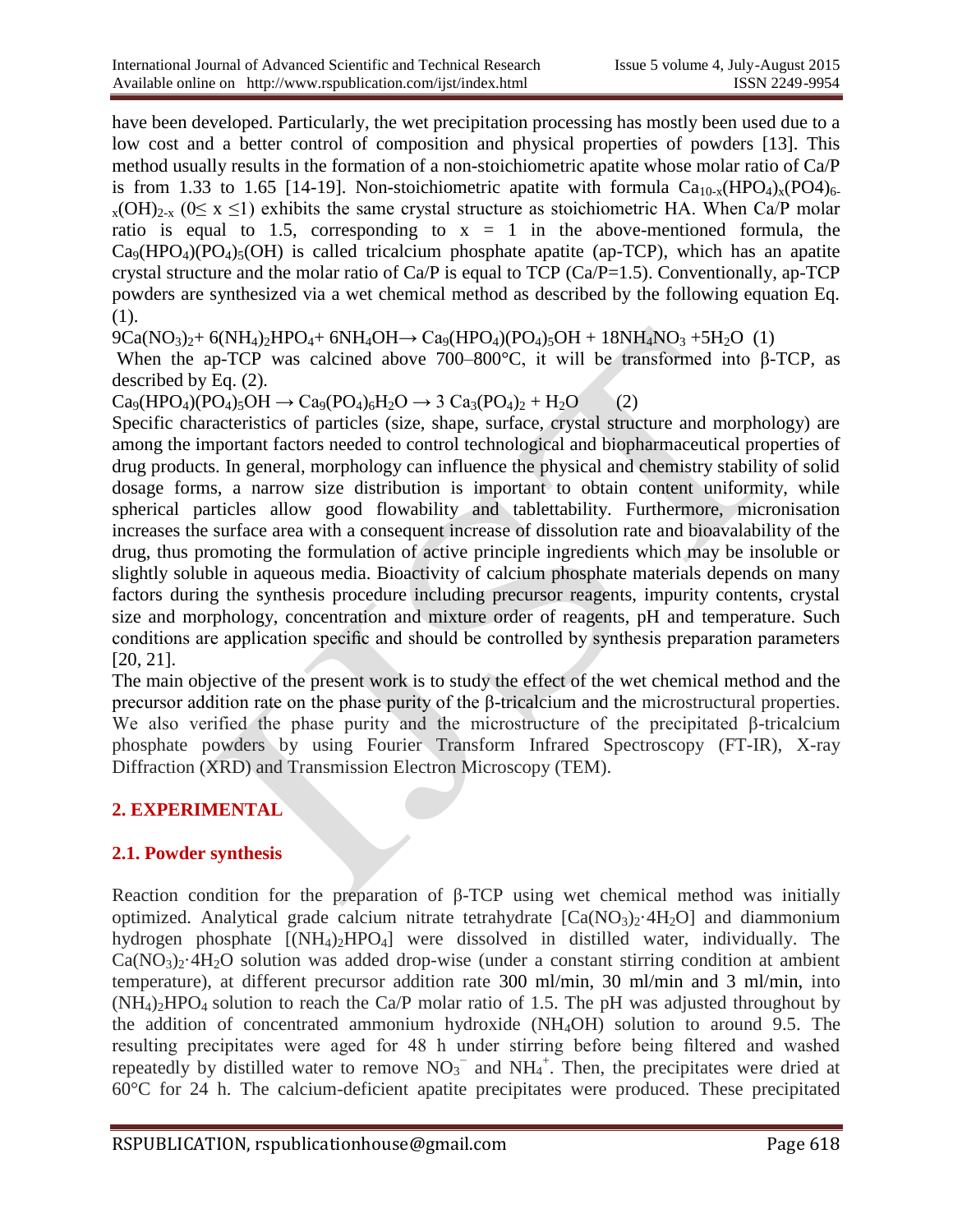have been developed. Particularly, the wet precipitation processing has mostly been used due to a low cost and a better control of composition and physical properties of powders [13]. This method usually results in the formation of a non-stoichiometric apatite whose molar ratio of Ca/P is from 1.33 to 1.65 [14-19]. Non-stoichiometric apatite with formula $Ca_{10-x}(HPO_4)_x(PO4)_{6-x}(OH)_{2-x}$ ($0\leq x \leq 1$) exhibits the same crystal structure as stoichiometric HA. When Ca/P molar ratio is equal to 1.5, corresponding to x = 1 in the above-mentioned formula, the $Ca_9(HPO_4)(PO_4)_5(OH)$ is called tricalcium phosphate apatite (ap-TCP), which has an apatite crystal structure and the molar ratio of Ca/P is equal to TCP (Ca/P=1.5). Conventionally, ap-TCP powders are synthesized via a wet chemical method as described by the following equation Eq. (1).

$$9Ca(NO_3)_2 + 6(NH_4)_2HPO_4 + 6NH_4OH \rightarrow Ca_9(HPO_4)(PO_4)_5OH + 18NH_4NO_3 + 5H_2O \quad (1)$$

When the ap-TCP was calcined above 700–800°C, it will be transformed into β-TCP, as described by Eq. (2).

$$Ca_9(HPO_4)(PO_4)_5OH \rightarrow Ca_9(PO_4)_6H_2O \rightarrow 3\,Ca_3(PO_4)_2 + H_2O \quad (2)$$

Specific characteristics of particles (size, shape, surface, crystal structure and morphology) are among the important factors needed to control technological and biopharmaceutical properties of drug products. In general, morphology can influence the physical and chemistry stability of solid dosage forms, a narrow size distribution is important to obtain content uniformity, while spherical particles allow good flowability and tablettability. Furthermore, micronisation increases the surface area with a consequent increase of dissolution rate and bioavalability of the drug, thus promoting the formulation of active principle ingredients which may be insoluble or slightly soluble in aqueous media. Bioactivity of calcium phosphate materials depends on many factors during the synthesis procedure including precursor reagents, impurity contents, crystal size and morphology, concentration and mixture order of reagents, pH and temperature. Such conditions are application specific and should be controlled by synthesis preparation parameters [20, 21].

The main objective of the present work is to study the effect of the wet chemical method and the precursor addition rate on the phase purity of the β-tricalcium and the microstructural properties. We also verified the phase purity and the microstructure of the precipitated β-tricalcium phosphate powders by using Fourier Transform Infrared Spectroscopy (FT-IR), X-ray Diffraction (XRD) and Transmission Electron Microscopy (TEM).

## 2. EXPERIMENTAL

### 2.1. Powder synthesis

Reaction condition for the preparation of β-TCP using wet chemical method was initially optimized. Analytical grade calcium nitrate tetrahydrate [$Ca(NO_3)_2{\cdot}4H_2O$] and diammonium hydrogen phosphate [$(NH_4)_2HPO_4$] were dissolved in distilled water, individually. The $Ca(NO_3)_2{\cdot}4H_2O$ solution was added drop-wise (under a constant stirring condition at ambient temperature), at different precursor addition rate 300 ml/min, 30 ml/min and 3 ml/min, into $(NH_4)_2HPO_4$ solution to reach the Ca/P molar ratio of 1.5. The pH was adjusted throughout by the addition of concentrated ammonium hydroxide ($NH_4OH$) solution to around 9.5. The resulting precipitates were aged for 48 h under stirring before being filtered and washed repeatedly by distilled water to remove $NO_3^-$ and $NH_4^+$. Then, the precipitates were dried at 60°C for 24 h. The calcium-deficient apatite precipitates were produced. These precipitated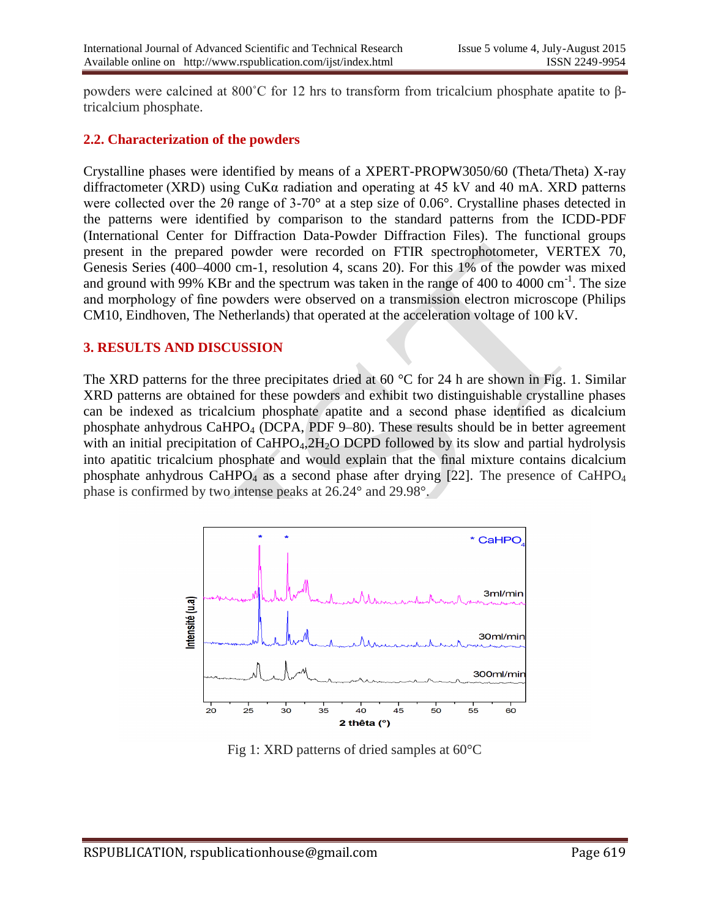powders were calcined at 800˚C for 12 hrs to transform from tricalcium phosphate apatite to β-tricalcium phosphate.

## 2.2. Characterization of the powders

Crystalline phases were identified by means of a XPERT-PROPW3050/60 (Theta/Theta) X-ray diffractometer (XRD) using CuKα radiation and operating at 45 kV and 40 mA. XRD patterns were collected over the 2θ range of 3-70° at a step size of 0.06°. Crystalline phases detected in the patterns were identified by comparison to the standard patterns from the ICDD-PDF (International Center for Diffraction Data-Powder Diffraction Files). The functional groups present in the prepared powder were recorded on FTIR spectrophotometer, VERTEX 70, Genesis Series (400–4000 cm-1, resolution 4, scans 20). For this 1% of the powder was mixed and ground with 99% KBr and the spectrum was taken in the range of 400 to 4000 $cm^{-1}$. The size and morphology of fine powders were observed on a transmission electron microscope (Philips CM10, Eindhoven, The Netherlands) that operated at the acceleration voltage of 100 kV.

## 3. RESULTS AND DISCUSSION

The XRD patterns for the three precipitates dried at 60 °C for 24 h are shown in Fig. 1. Similar XRD patterns are obtained for these powders and exhibit two distinguishable crystalline phases can be indexed as tricalcium phosphate apatite and a second phase identified as dicalcium phosphate anhydrous $CaHPO_4$ (DCPA, PDF 9–80). These results should be in better agreement with an initial precipitation of $CaHPO_4$,$2H_2O$ DCPD followed by its slow and partial hydrolysis into apatitic tricalcium phosphate and would explain that the final mixture contains dicalcium phosphate anhydrous $CaHPO_4$ as a second phase after drying [22]. The presence of $CaHPO_4$ phase is confirmed by two intense peaks at 26.24° and 29.98°.

Fig 1: XRD patterns of dried samples at 60°C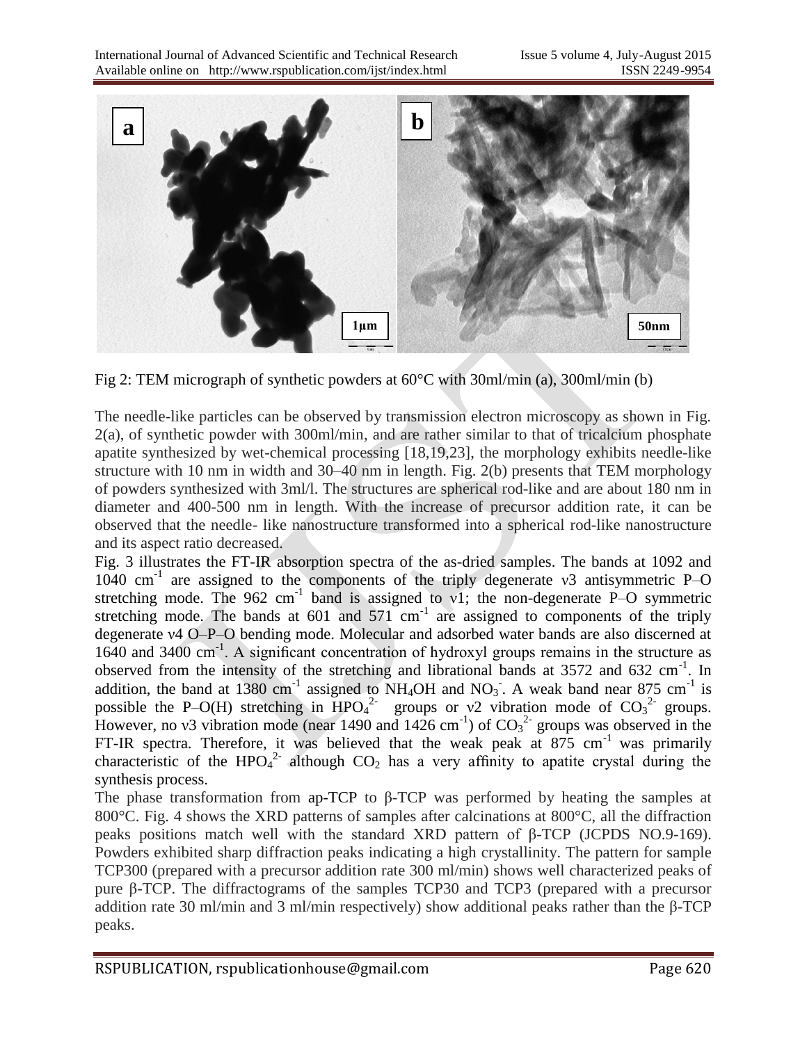Fig 2: TEM micrograph of synthetic powders at 60°C with 30ml/min (a), 300ml/min (b)

The needle-like particles can be observed by transmission electron microscopy as shown in Fig. 2(a), of synthetic powder with 300ml/min, and are rather similar to that of tricalcium phosphate apatite synthesized by wet-chemical processing [18,19,23], the morphology exhibits needle-like structure with 10 nm in width and 30–40 nm in length. Fig. 2(b) presents that TEM morphology of powders synthesized with 3ml/l. The structures are spherical rod-like and are about 180 nm in diameter and 400-500 nm in length. With the increase of precursor addition rate, it can be observed that the needle- like nanostructure transformed into a spherical rod-like nanostructure and its aspect ratio decreased.

Fig. 3 illustrates the FT-IR absorption spectra of the as-dried samples. The bands at 1092 and 1040 $cm^{-1}$ are assigned to the components of the triply degenerate ν3 antisymmetric P–O stretching mode. The 962 $cm^{-1}$ band is assigned to ν1; the non-degenerate P–O symmetric stretching mode. The bands at 601 and 571 $cm^{-1}$ are assigned to components of the triply degenerate ν4 O–P–O bending mode. Molecular and adsorbed water bands are also discerned at 1640 and 3400 $cm^{-1}$. A significant concentration of hydroxyl groups remains in the structure as observed from the intensity of the stretching and librational bands at 3572 and 632 $cm^{-1}$. In addition, the band at 1380 $cm^{-1}$ assigned to $NH_4OH$ and $NO_3^-$. A weak band near 875 $cm^{-1}$ is possible the P–O(H) stretching in $HPO_4^{2-}$ groups or ν2 vibration mode of $CO_3^{2-}$ groups. However, no ν3 vibration mode (near 1490 and 1426 $cm^{-1}$) of $CO_3^{2-}$ groups was observed in the FT-IR spectra. Therefore, it was believed that the weak peak at 875 $cm^{-1}$ was primarily characteristic of the $HPO_4^{2-}$ although $CO_2$ has a very affinity to apatite crystal during the synthesis process.

The phase transformation from ap-TCP to β-TCP was performed by heating the samples at 800°C. Fig. 4 shows the XRD patterns of samples after calcinations at 800°C, all the diffraction peaks positions match well with the standard XRD pattern of β-TCP (JCPDS NO.9-169). Powders exhibited sharp diffraction peaks indicating a high crystallinity. The pattern for sample TCP300 (prepared with a precursor addition rate 300 ml/min) shows well characterized peaks of pure β-TCP. The diffractograms of the samples TCP30 and TCP3 (prepared with a precursor addition rate 30 ml/min and 3 ml/min respectively) show additional peaks rather than the β-TCP peaks.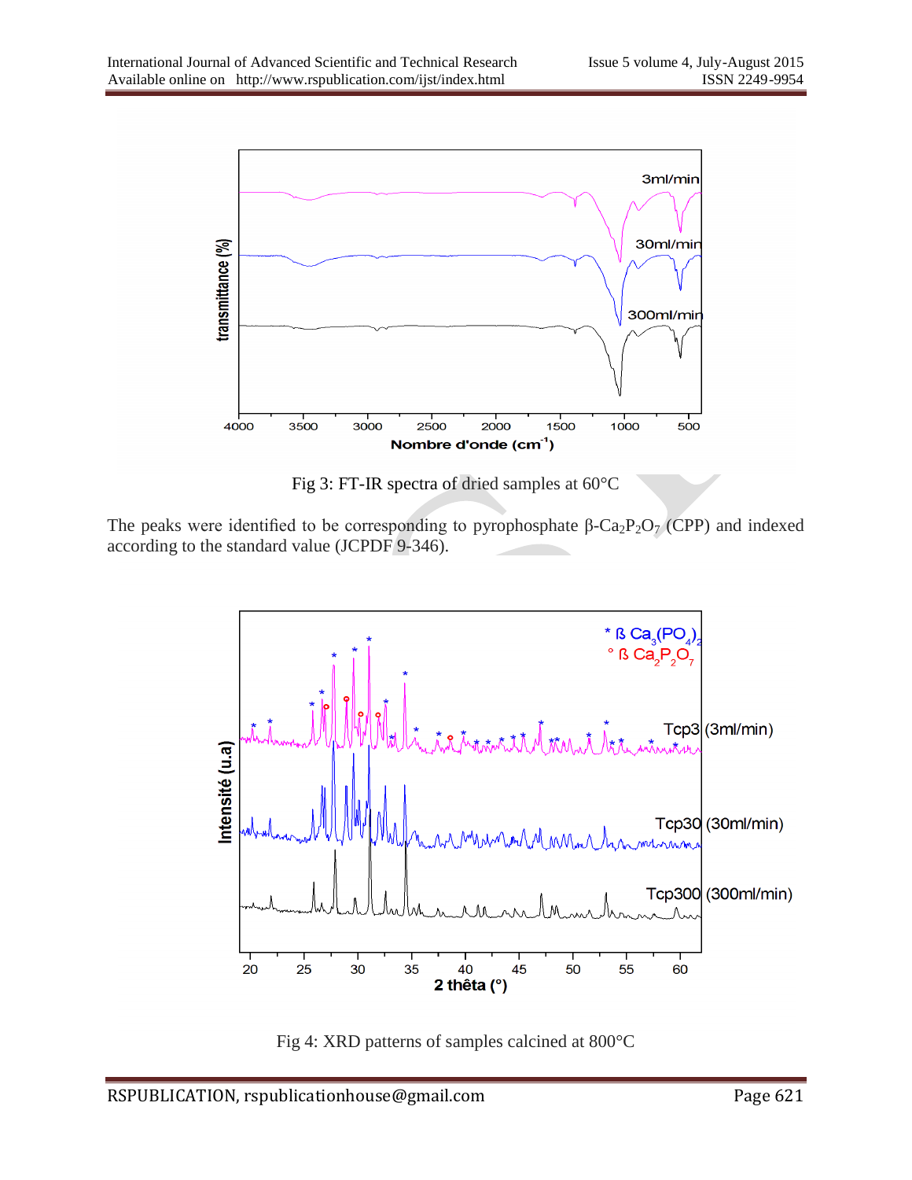Fig 3: FT-IR spectra of dried samples at 60°C

The peaks were identified to be corresponding to pyrophosphate β-$Ca_2P_2O_7$ (CPP) and indexed according to the standard value (JCPDF 9-346).

Fig 4: XRD patterns of samples calcined at 800°C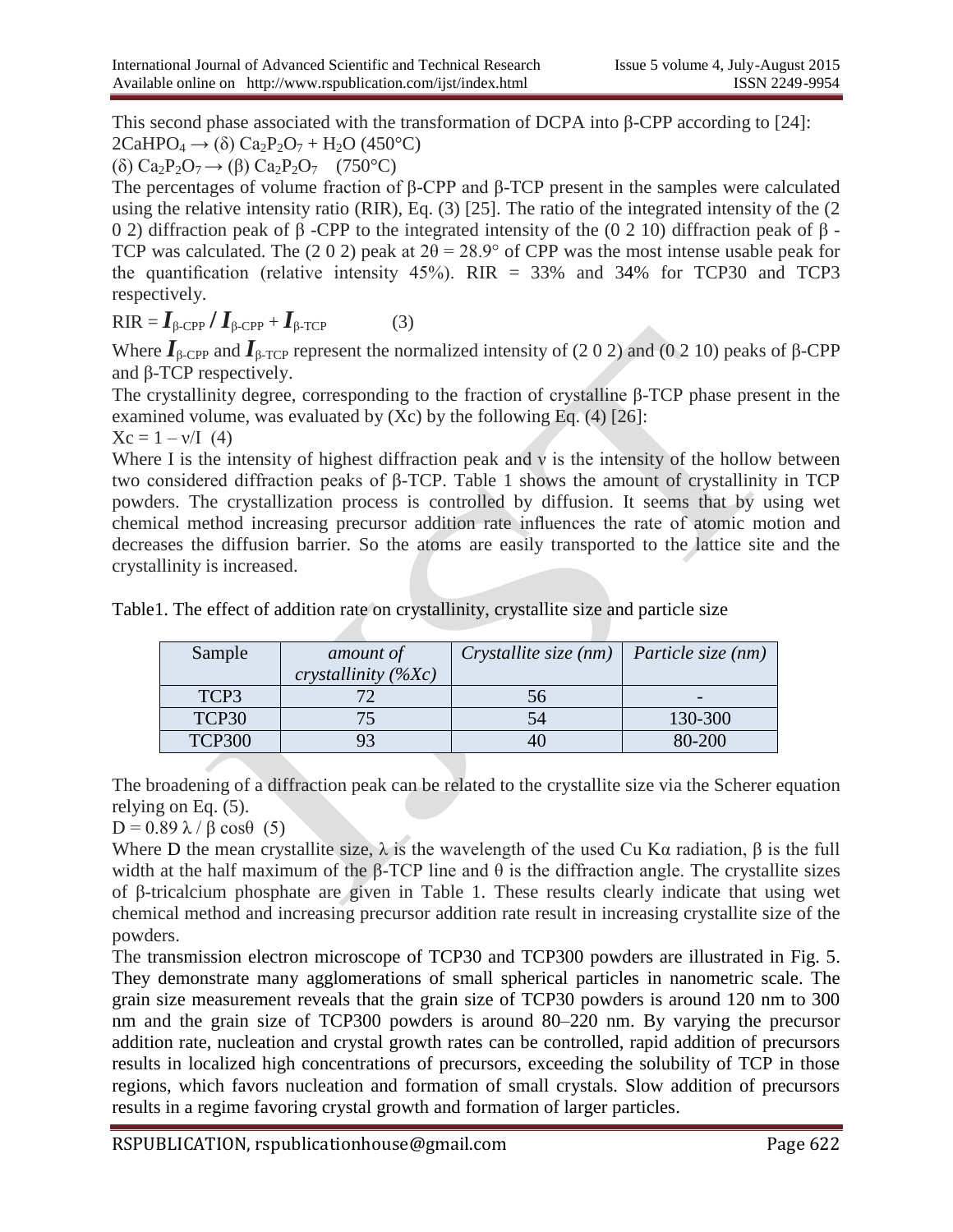This second phase associated with the transformation of DCPA into β-CPP according to [24]:

$2CaHPO_4 \rightarrow (\delta)\ Ca_2P_2O_7 + H_2O$ (450°C)

$(\delta)\ Ca_2P_2O_7 \rightarrow (\beta)\ Ca_2P_2O_7$ (750°C)

The percentages of volume fraction of β-CPP and β-TCP present in the samples were calculated using the relative intensity ratio (RIR), Eq. (3) [25]. The ratio of the integrated intensity of the (2 0 2) diffraction peak of β -CPP to the integrated intensity of the (0 2 10) diffraction peak of β -TCP was calculated. The (2 0 2) peak at 2θ = 28.9° of CPP was the most intense usable peak for the quantification (relative intensity 45%). RIR = 33% and 34% for TCP30 and TCP3 respectively.

$$\mathrm{RIR} = I_{\beta\text{-CPP}} / I_{\beta\text{-CPP}} + I_{\beta\text{-TCP}} \quad (3)$$

Where $I_{\beta\text{-CPP}}$ and $I_{\beta\text{-TCP}}$ represent the normalized intensity of (2 0 2) and (0 2 10) peaks of β-CPP and β-TCP respectively.

The crystallinity degree, corresponding to the fraction of crystalline β-TCP phase present in the examined volume, was evaluated by (Xc) by the following Eq. (4) [26]:

$$X_c = 1 - \nu/I \quad (4)$$

Where I is the intensity of highest diffraction peak and ν is the intensity of the hollow between two considered diffraction peaks of β-TCP. Table 1 shows the amount of crystallinity in TCP powders. The crystallization process is controlled by diffusion. It seems that by using wet chemical method increasing precursor addition rate influences the rate of atomic motion and decreases the diffusion barrier. So the atoms are easily transported to the lattice site and the crystallinity is increased.

Table1. The effect of addition rate on crystallinity, crystallite size and particle size

| Sample | *amount of crystallinity (%Xc)* | *Crystallite size (nm)* | *Particle size (nm)* |
|---|---|---|---|
| TCP3 | 72 | 56 | - |
| TCP30 | 75 | 54 | 130-300 |
| TCP300 | 93 | 40 | 80-200 |

The broadening of a diffraction peak can be related to the crystallite size via the Scherer equation relying on Eq. (5).

$$D = 0.89\,\lambda / \beta \cos\theta \quad (5)$$

Where D the mean crystallite size, λ is the wavelength of the used Cu Kα radiation, β is the full width at the half maximum of the β-TCP line and θ is the diffraction angle. The crystallite sizes of β-tricalcium phosphate are given in Table 1. These results clearly indicate that using wet chemical method and increasing precursor addition rate result in increasing crystallite size of the powders.

The transmission electron microscope of TCP30 and TCP300 powders are illustrated in Fig. 5. They demonstrate many agglomerations of small spherical particles in nanometric scale. The grain size measurement reveals that the grain size of TCP30 powders is around 120 nm to 300 nm and the grain size of TCP300 powders is around 80–220 nm. By varying the precursor addition rate, nucleation and crystal growth rates can be controlled, rapid addition of precursors results in localized high concentrations of precursors, exceeding the solubility of TCP in those regions, which favors nucleation and formation of small crystals. Slow addition of precursors results in a regime favoring crystal growth and formation of larger particles.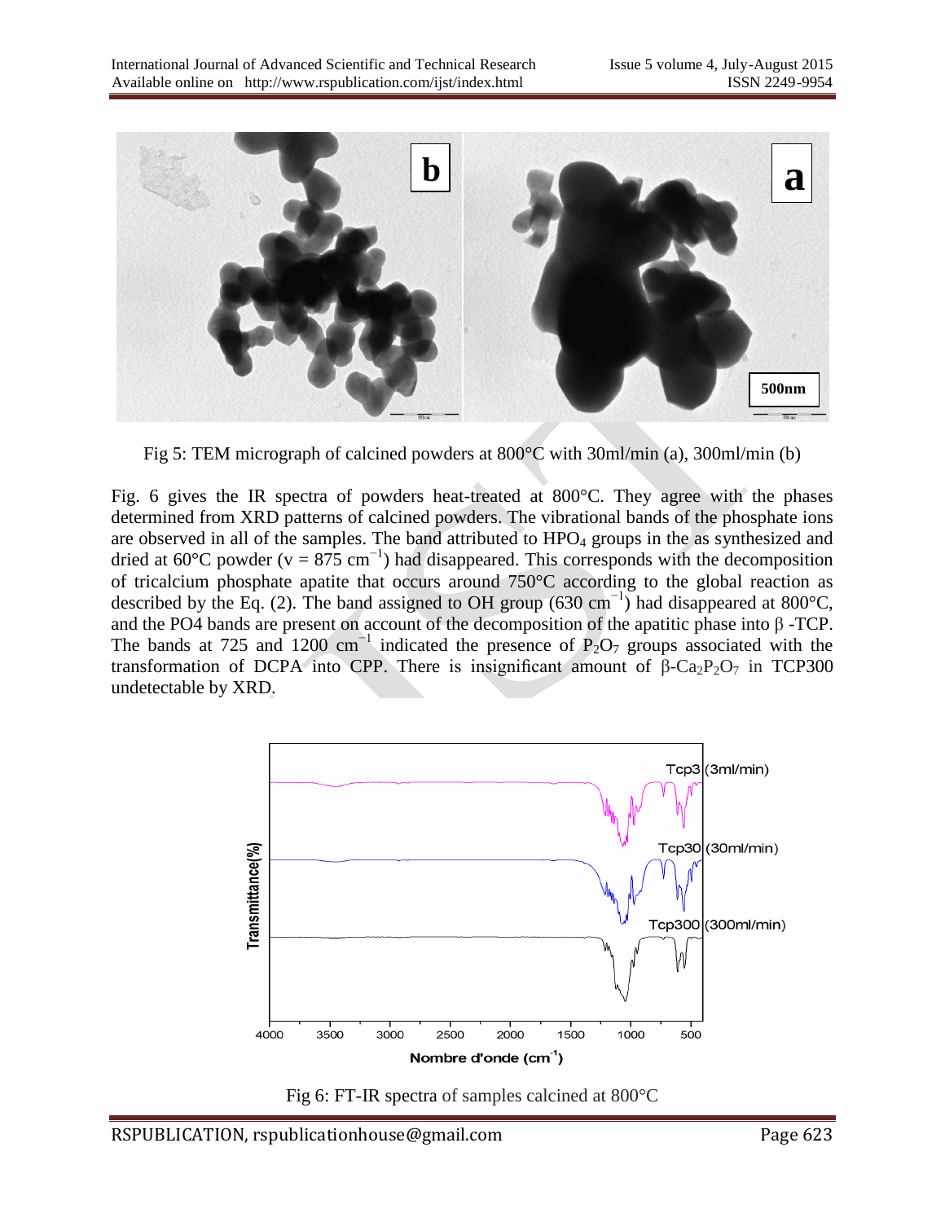Fig 5: TEM micrograph of calcined powders at 800°C with 30ml/min (a), 300ml/min (b)

Fig. 6 gives the IR spectra of powders heat-treated at 800°C. They agree with the phases determined from XRD patterns of calcined powders. The vibrational bands of the phosphate ions are observed in all of the samples. The band attributed to $HPO_4$ groups in the as synthesized and dried at 60°C powder ($v = 875$ cm$^{-1}$) had disappeared. This corresponds with the decomposition of tricalcium phosphate apatite that occurs around 750°C according to the global reaction as described by the Eq. (2). The band assigned to OH group (630 cm$^{-1}$) had disappeared at 800°C, and the PO4 bands are present on account of the decomposition of the apatitic phase into β -TCP. The bands at 725 and 1200 cm$^{-1}$ indicated the presence of $P_2O_7$ groups associated with the transformation of DCPA into CPP. There is insignificant amount of β-$Ca_2P_2O_7$ in TCP300 undetectable by XRD.

Fig 6: FT-IR spectra of samples calcined at 800°C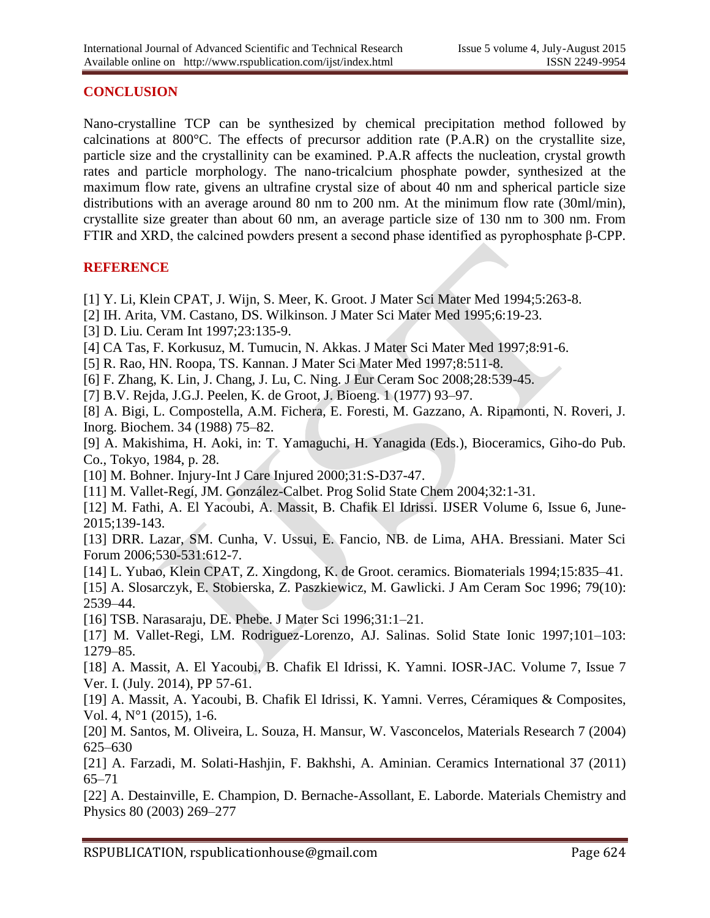## CONCLUSION

Nano-crystalline TCP can be synthesized by chemical precipitation method followed by calcinations at 800°C. The effects of precursor addition rate (P.A.R) on the crystallite size, particle size and the crystallinity can be examined. P.A.R affects the nucleation, crystal growth rates and particle morphology. The nano-tricalcium phosphate powder, synthesized at the maximum flow rate, givens an ultrafine crystal size of about 40 nm and spherical particle size distributions with an average around 80 nm to 200 nm. At the minimum flow rate (30ml/min), crystallite size greater than about 60 nm, an average particle size of 130 nm to 300 nm. From FTIR and XRD, the calcined powders present a second phase identified as pyrophosphate β-CPP.

## REFERENCE

[1] Y. Li, Klein CPAT, J. Wijn, S. Meer, K. Groot. J Mater Sci Mater Med 1994;5:263-8.

[2] IH. Arita, VM. Castano, DS. Wilkinson. J Mater Sci Mater Med 1995;6:19-23.

[3] D. Liu. Ceram Int 1997;23:135-9.

[4] CA Tas, F. Korkusuz, M. Tumucin, N. Akkas. J Mater Sci Mater Med 1997;8:91-6.

[5] R. Rao, HN. Roopa, TS. Kannan. J Mater Sci Mater Med 1997;8:511-8.

[6] F. Zhang, K. Lin, J. Chang, J. Lu, C. Ning. J Eur Ceram Soc 2008;28:539-45.

[7] B.V. Rejda, J.G.J. Peelen, K. de Groot, J. Bioeng. 1 (1977) 93–97.

[8] A. Bigi, L. Compostella, A.M. Fichera, E. Foresti, M. Gazzano, A. Ripamonti, N. Roveri, J. Inorg. Biochem. 34 (1988) 75–82.

[9] A. Makishima, H. Aoki, in: T. Yamaguchi, H. Yanagida (Eds.), Bioceramics, Giho-do Pub. Co., Tokyo, 1984, p. 28.

[10] M. Bohner. Injury-Int J Care Injured 2000;31:S-D37-47.

[11] M. Vallet-Regí, JM. González-Calbet. Prog Solid State Chem 2004;32:1-31.

[12] M. Fathi, A. El Yacoubi, A. Massit, B. Chafik El Idrissi. IJSER Volume 6, Issue 6, June-2015;139-143.

[13] DRR. Lazar, SM. Cunha, V. Ussui, E. Fancio, NB. de Lima, AHA. Bressiani. Mater Sci Forum 2006;530-531:612-7.

[14] L. Yubao, Klein CPAT, Z. Xingdong, K. de Groot. ceramics. Biomaterials 1994;15:835–41.

[15] A. Slosarczyk, E. Stobierska, Z. Paszkiewicz, M. Gawlicki. J Am Ceram Soc 1996; 79(10): 2539–44.

[16] TSB. Narasaraju, DE. Phebe. J Mater Sci 1996;31:1–21.

[17] M. Vallet-Regi, LM. Rodriguez-Lorenzo, AJ. Salinas. Solid State Ionic 1997;101–103: 1279–85.

[18] A. Massit, A. El Yacoubi, B. Chafik El Idrissi, K. Yamni. IOSR-JAC. Volume 7, Issue 7 Ver. I. (July. 2014), PP 57-61.

[19] A. Massit, A. Yacoubi, B. Chafik El Idrissi, K. Yamni. Verres, Céramiques & Composites, Vol. 4, N°1 (2015), 1-6.

[20] M. Santos, M. Oliveira, L. Souza, H. Mansur, W. Vasconcelos, Materials Research 7 (2004) 625–630

[21] A. Farzadi, M. Solati-Hashjin, F. Bakhshi, A. Aminian. Ceramics International 37 (2011) 65–71

[22] A. Destainville, E. Champion, D. Bernache-Assollant, E. Laborde. Materials Chemistry and Physics 80 (2003) 269–277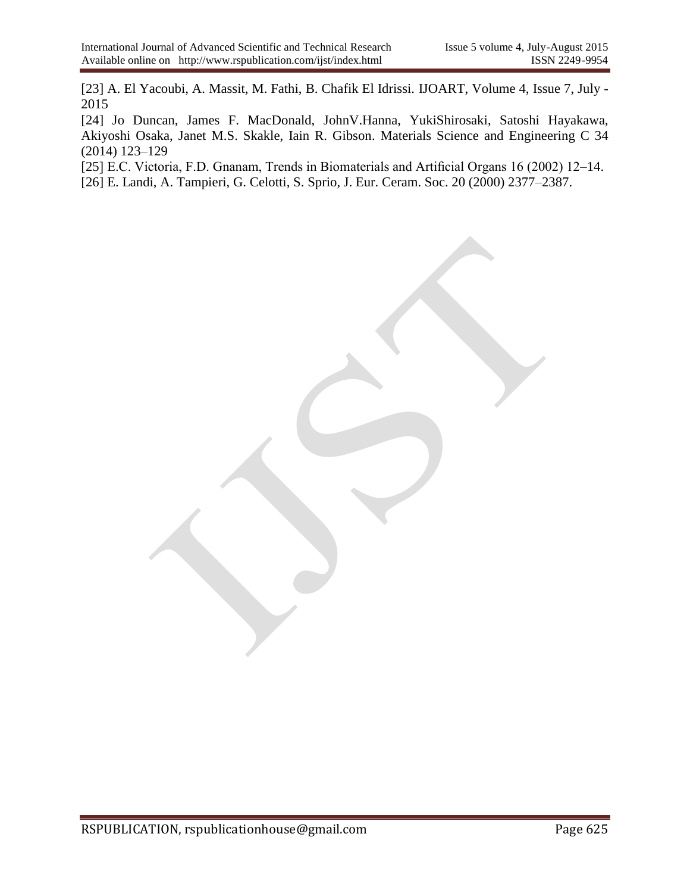[23] A. El Yacoubi, A. Massit, M. Fathi, B. Chafik El Idrissi. IJOART, Volume 4, Issue 7, July - 2015

[24] Jo Duncan, James F. MacDonald, JohnV.Hanna, YukiShirosaki, Satoshi Hayakawa, Akiyoshi Osaka, Janet M.S. Skakle, Iain R. Gibson. Materials Science and Engineering C 34 (2014) 123–129

[25] E.C. Victoria, F.D. Gnanam, Trends in Biomaterials and Artificial Organs 16 (2002) 12–14.

[26] E. Landi, A. Tampieri, G. Celotti, S. Sprio, J. Eur. Ceram. Soc. 20 (2000) 2377–2387.